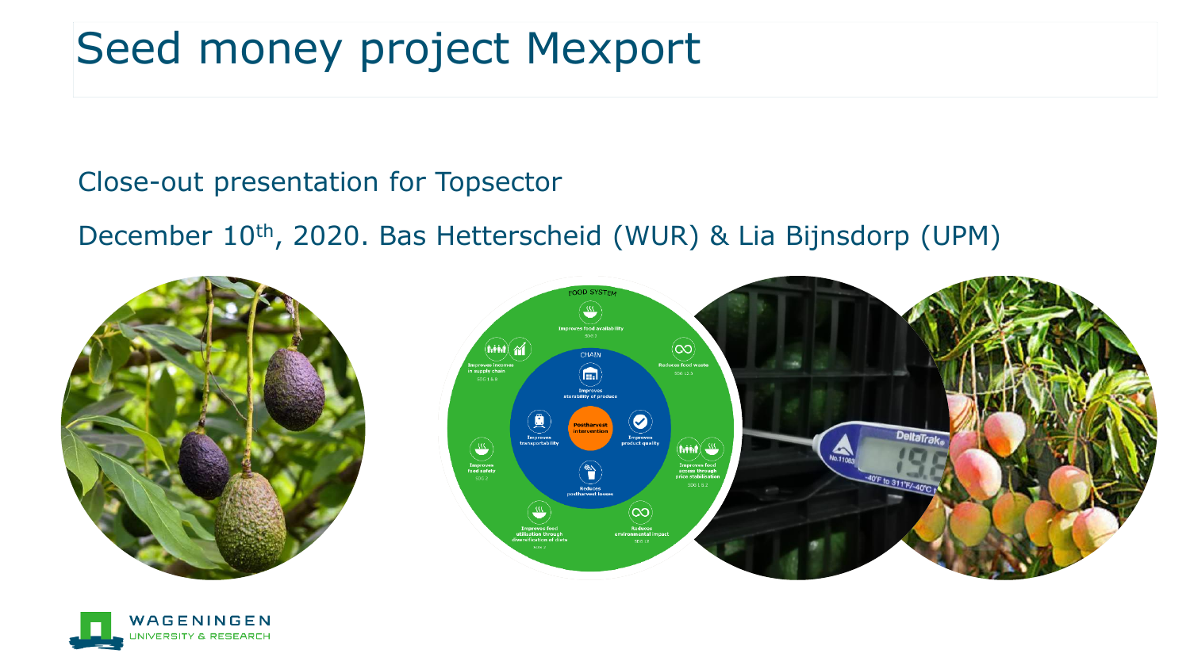# Seed money project Mexport

Close-out presentation for Topsector

December 10th, 2020. Bas Hetterscheid (WUR) & Lia Bijnsdorp (UPM)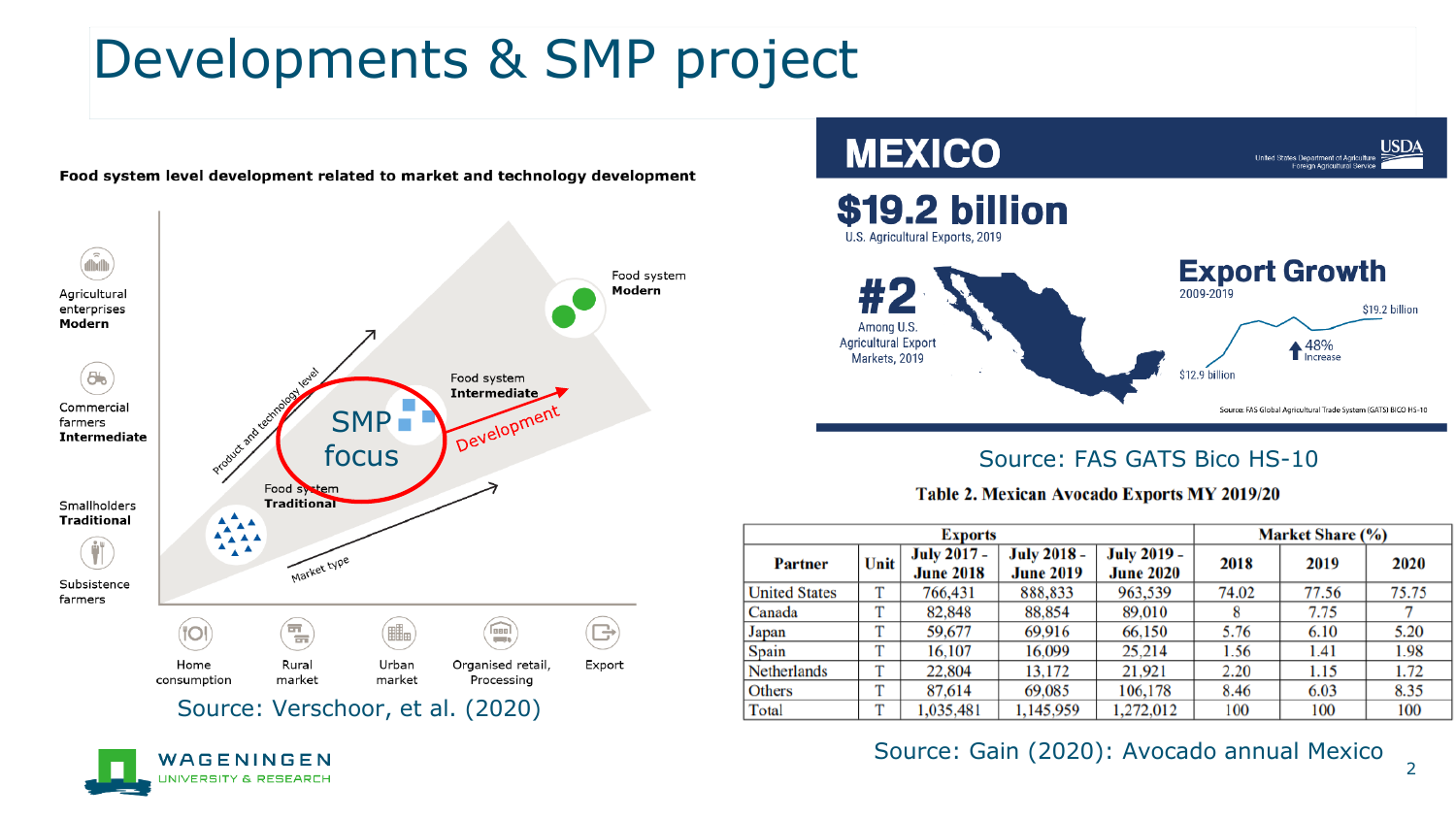# Developments & SMP project

**Food system level development related to market and technology development**

Agricultural enterprises **Modern**

Commercial farmers **Intermediate**

Smallholders **Traditional**

Subsistence farmers

Food system **Modern**

Food system **Intermediate**

Food system **Traditional**

SMP focus

Development

Product and technology level

Market type

Home consumption | Rural market | Urban market | Organised retail, Processing | Export

Source: Verschoor, et al. (2020)

**MEXICO**

**$19.2 billion**
U.S. Agricultural Exports, 2019

**#2**
Among U.S. Agricultural Export Markets, 2019

**Export Growth**
2009-2019

$12.9 billion — $19.2 billion — 48% Increase

Source: FAS Global Agricultural Trade System (GATS) BICO HS-10

Source: FAS GATS Bico HS-10

**Table 2. Mexican Avocado Exports MY 2019/20**

| Partner | Unit | Exports | | | Market Share (%) | | |
|---|---|---|---|---|---|---|---|
| | | July 2017 - June 2018 | July 2018 - June 2019 | July 2019 - June 2020 | 2018 | 2019 | 2020 |
| United States | T | 766,431 | 888,833 | 963,539 | 74.02 | 77.56 | 75.75 |
| Canada | T | 82,848 | 88,854 | 89,010 | 8 | 7.75 | 7 |
| Japan | T | 59,677 | 69,916 | 66,150 | 5.76 | 6.10 | 5.20 |
| Spain | T | 16,107 | 16,099 | 25,214 | 1.56 | 1.41 | 1.98 |
| Netherlands | T | 22,804 | 13,172 | 21,921 | 2.20 | 1.15 | 1.72 |
| Others | T | 87,614 | 69,085 | 106,178 | 8.46 | 6.03 | 8.35 |
| Total | T | 1,035,481 | 1,145,959 | 1,272,012 | 100 | 100 | 100 |

Source: Gain (2020): Avocado annual Mexico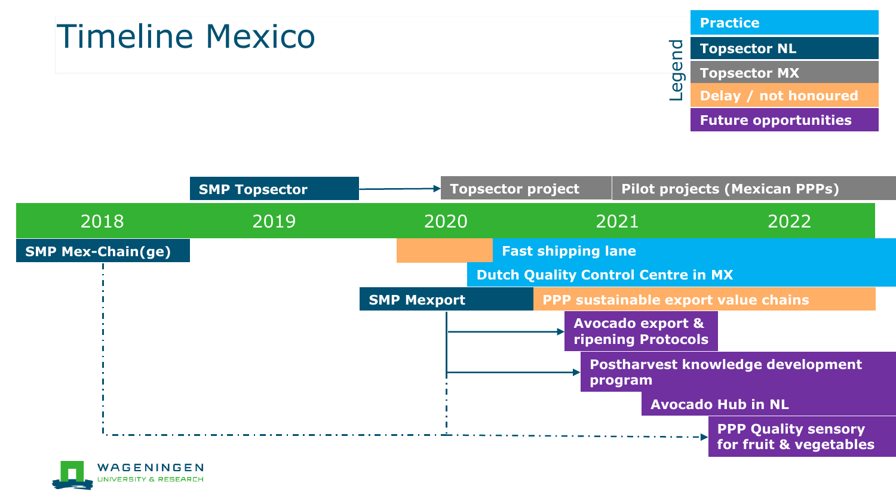# Timeline Mexico

**Legend**

- Practice
- Topsector NL
- Topsector MX
- Delay / not honoured
- Future opportunities

| 2018 | 2019 | 2020 | 2021 | 2022 |
|---|---|---|---|---|

- SMP Topsector → Topsector project
- Pilot projects (Mexican PPPs)
- SMP Mex-Chain(ge)
- Fast shipping lane
- Dutch Quality Control Centre in MX
- SMP Mexport
- PPP sustainable export value chains
- Avocado export & ripening Protocols
- Postharvest knowledge development program
- Avocado Hub in NL
- PPP Quality sensory for fruit & vegetables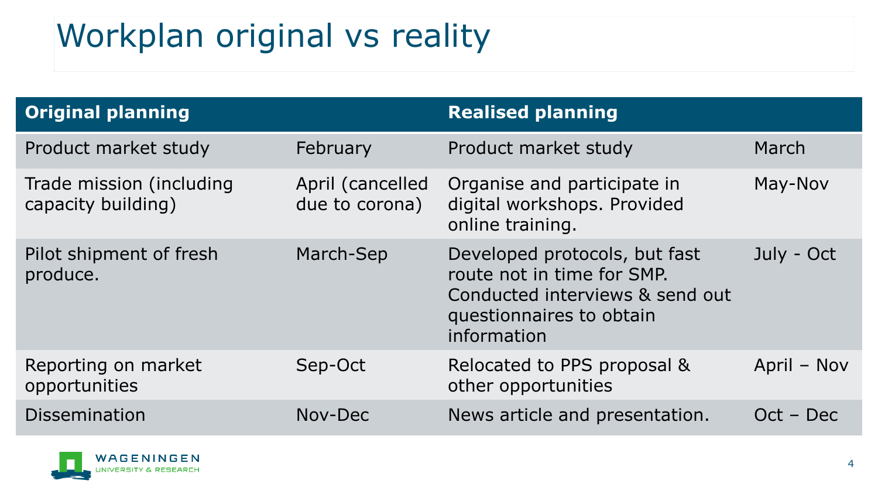# Workplan original vs reality

| Original planning | | Realised planning | |
|---|---|---|---|
| Product market study | February | Product market study | March |
| Trade mission (including capacity building) | April (cancelled due to corona) | Organise and participate in digital workshops. Provided online training. | May-Nov |
| Pilot shipment of fresh produce. | March-Sep | Developed protocols, but fast route not in time for SMP. Conducted interviews & send out questionnaires to obtain information | July - Oct |
| Reporting on market opportunities | Sep-Oct | Relocated to PPS proposal & other opportunities | April – Nov |
| Dissemination | Nov-Dec | News article and presentation. | Oct – Dec |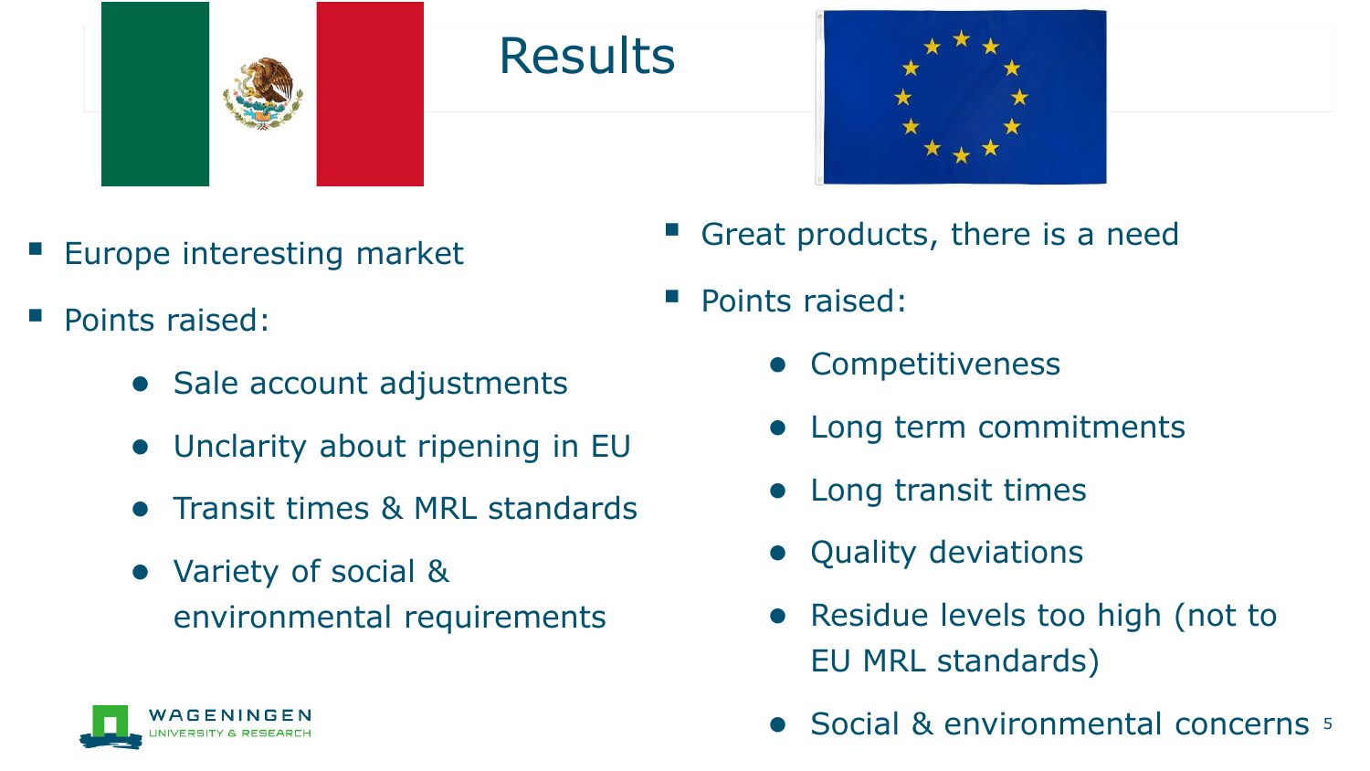# Results

- Europe interesting market
- Points raised:
  - Sale account adjustments
  - Unclarity about ripening in EU
  - Transit times & MRL standards
  - Variety of social & environmental requirements

- Great products, there is a need
- Points raised:
  - Competitiveness
  - Long term commitments
  - Long transit times
  - Quality deviations
  - Residue levels too high (not to EU MRL standards)
  - Social & environmental concerns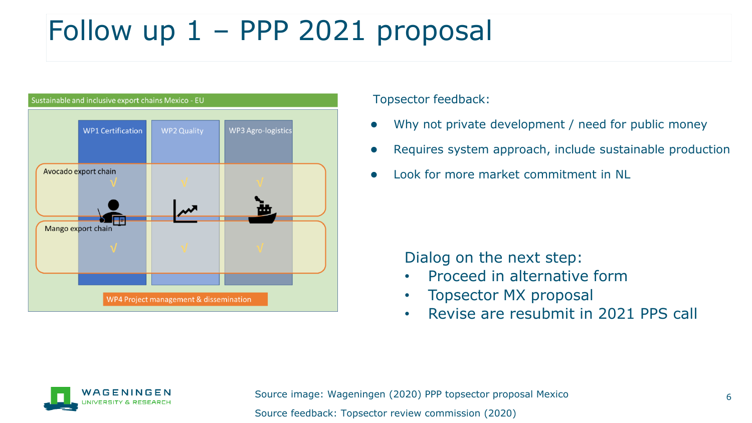# Follow up 1 – PPP 2021 proposal

Sustainable and inclusive export chains Mexico - EU

WP1 Certification | WP2 Quality | WP3 Agro-logistics

Avocado export chain

Mango export chain

WP4 Project management & dissemination

Topsector feedback:

- Why not private development / need for public money
- Requires system approach, include sustainable production
- Look for more market commitment in NL

Dialog on the next step:

- Proceed in alternative form
- Topsector MX proposal
- Revise are resubmit in 2021 PPS call

Source image: Wageningen (2020) PPP topsector proposal Mexico

Source feedback: Topsector review commission (2020)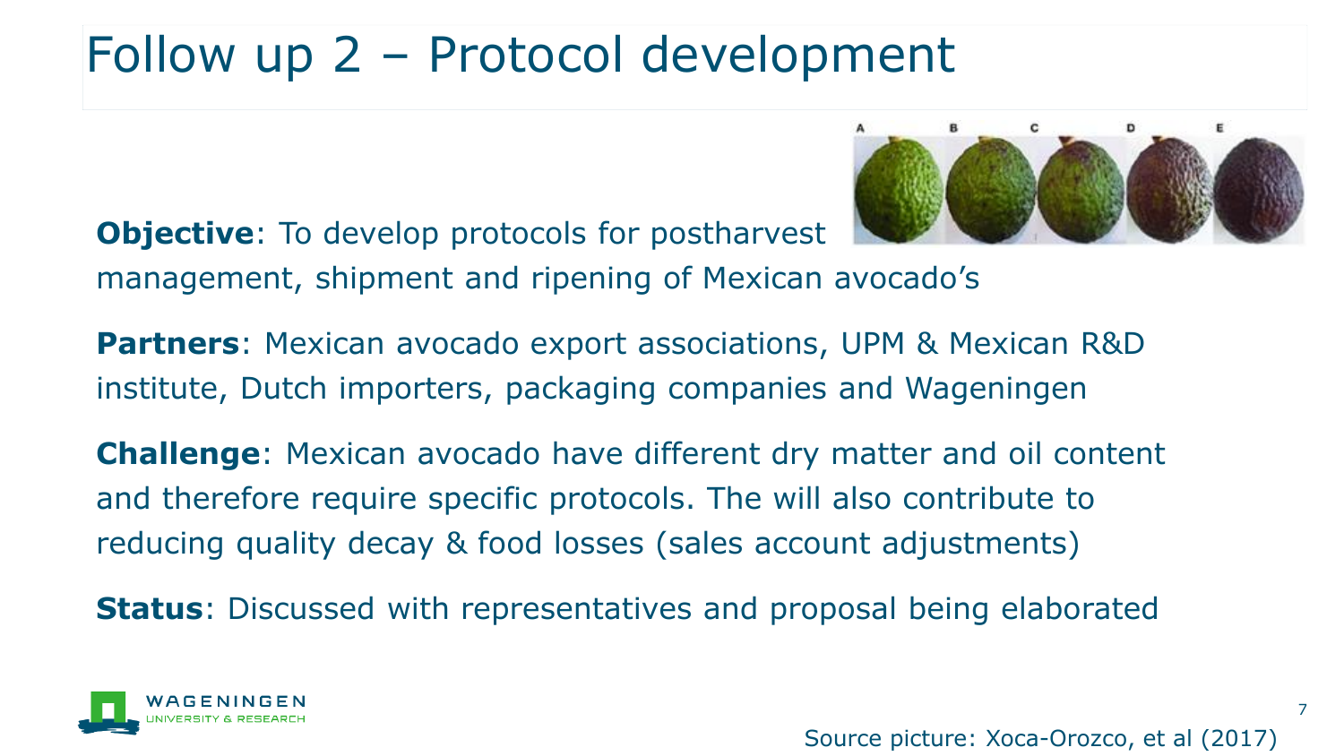# Follow up 2 – Protocol development

**Objective**: To develop protocols for postharvest management, shipment and ripening of Mexican avocado's

**Partners**: Mexican avocado export associations, UPM & Mexican R&D institute, Dutch importers, packaging companies and Wageningen

**Challenge**: Mexican avocado have different dry matter and oil content and therefore require specific protocols. The will also contribute to reducing quality decay & food losses (sales account adjustments)

**Status**: Discussed with representatives and proposal being elaborated

Source picture: Xoca-Orozco, et al (2017)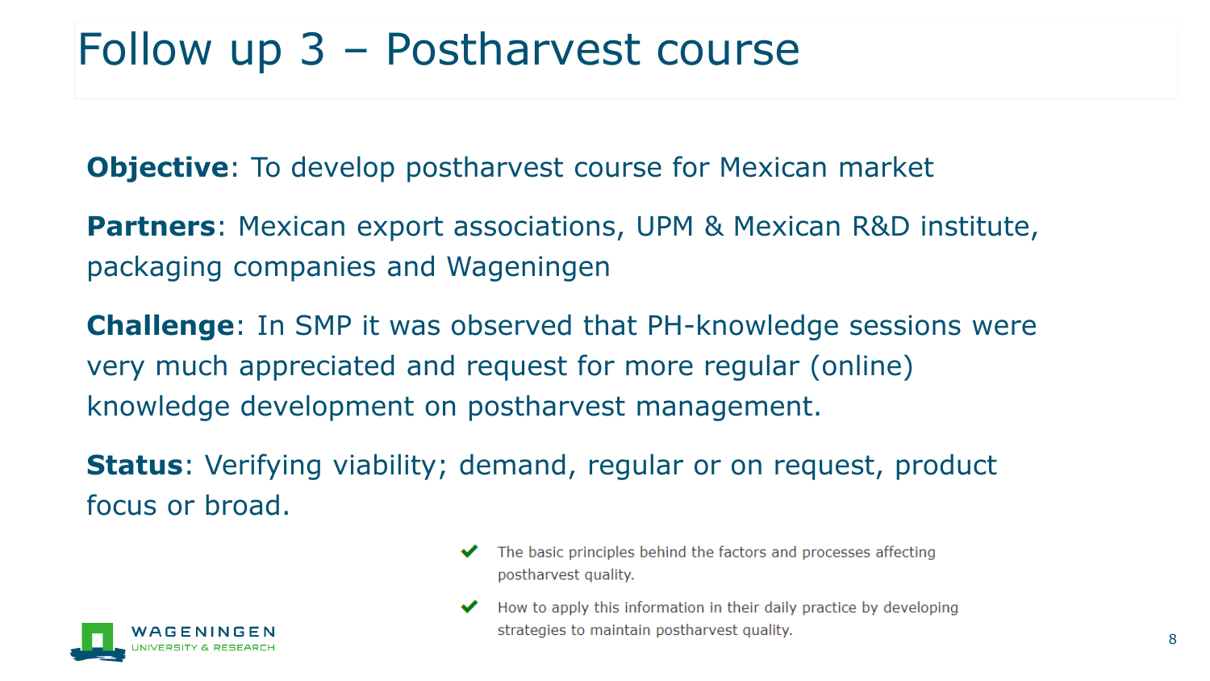# Follow up 3 – Postharvest course

**Objective**: To develop postharvest course for Mexican market

**Partners**: Mexican export associations, UPM & Mexican R&D institute, packaging companies and Wageningen

**Challenge**: In SMP it was observed that PH-knowledge sessions were very much appreciated and request for more regular (online) knowledge development on postharvest management.

**Status**: Verifying viability; demand, regular or on request, product focus or broad.

- ✔ The basic principles behind the factors and processes affecting postharvest quality.
- ✔ How to apply this information in their daily practice by developing strategies to maintain postharvest quality.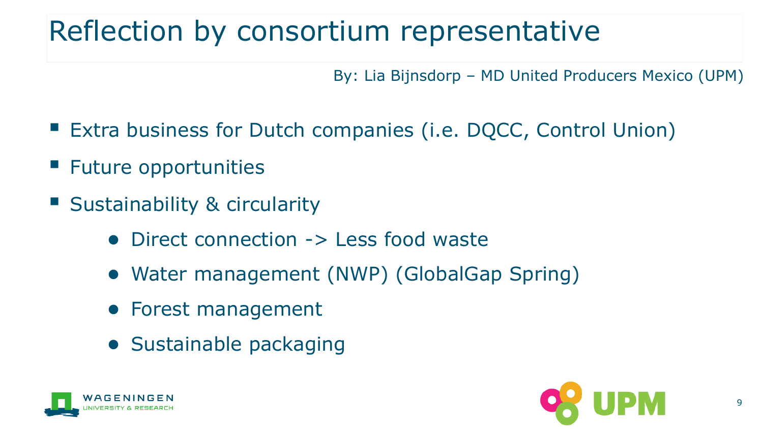# Reflection by consortium representative

By: Lia Bijnsdorp – MD United Producers Mexico (UPM)

- Extra business for Dutch companies (i.e. DQCC, Control Union)
- Future opportunities
- Sustainability & circularity
    - Direct connection -> Less food waste
    - Water management (NWP) (GlobalGap Spring)
    - Forest management
    - Sustainable packaging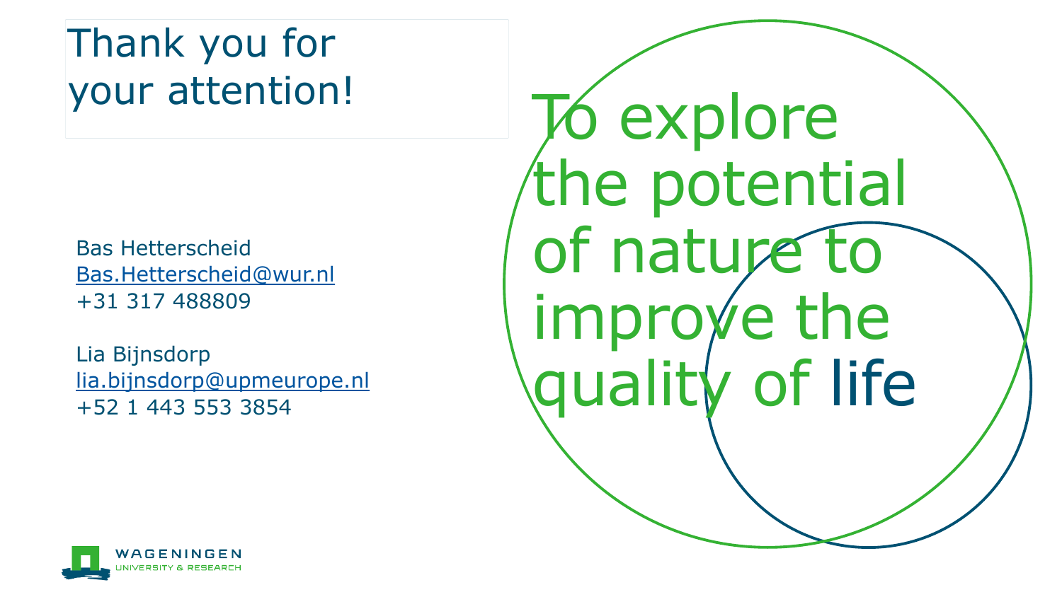# Thank you for your attention!

Bas Hetterscheid
Bas.Hetterscheid@wur.nl
+31 317 488809

Lia Bijnsdorp
lia.bijnsdorp@upmeurope.nl
+52 1 443 553 3854

To explore the potential of nature to improve the quality of life

WAGENINGEN UNIVERSITY & RESEARCH